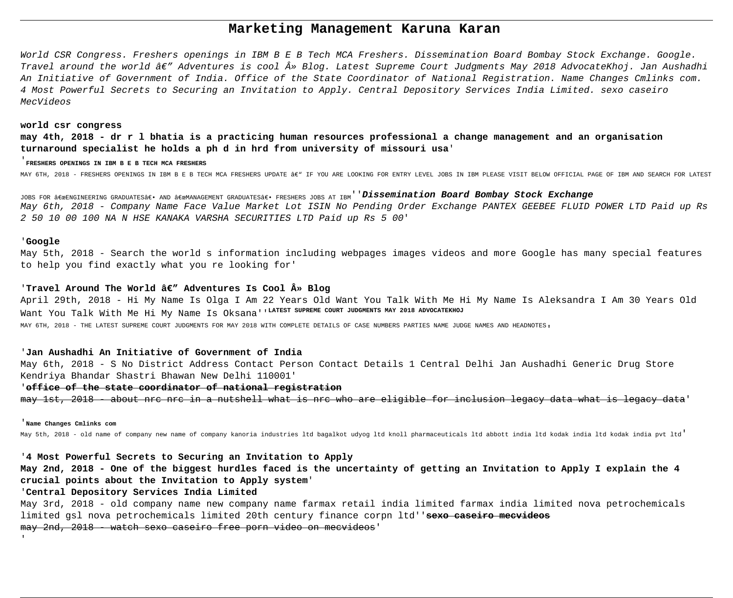# Marketing Management Karuna Karan

*World CSR Congress. Freshers openings in IBM B E B Tech MCA Freshers. Dissemination Board Bombay Stock Exchange. Google. Travel around the world â€" Adventures is cool Â» Blog. Latest Supreme Court Judgments May 2018 AdvocateKhoj. Jan Aushadhi An Initiative of Government of India. Office of the State Coordinator of National Registration. Name Changes Cmlinks com. 4 Most Powerful Secrets to Securing an Invitation to Apply. Central Depository Services India Limited. sexo caseiro MecVideos*

**world csr congress**

**may 4th, 2018 - dr r l bhatia is a practicing human resources professional a change management and an organisation turnaround specialist he holds a ph d in hrd from university of missouri usa**'

'**FRESHERS OPENINGS IN IBM B E B TECH MCA FRESHERS**

MAY 6TH, 2018 - FRESHERS OPENINGS IN IBM B E B TECH MCA FRESHERS UPDATE â€" IF YOU ARE LOOKING FOR ENTRY LEVEL JOBS IN IBM PLEASE VISIT BELOW OFFICIAL PAGE OF IBM AND SEARCH FOR LATEST JOBS FOR â€œENGINEERING GRADUATESâ€• AND â€œMANAGEMENT GRADUATESâ€• FRESHERS JOBS AT IBM''***Dissemination Board Bombay Stock Exchange***

*May 6th, 2018 - Company Name Face Value Market Lot ISIN No Pending Order Exchange PANTEX GEEBEE FLUID POWER LTD Paid up Rs 2 50 10 00 100 NA N HSE KANAKA VARSHA SECURITIES LTD Paid up Rs 5 00*'

'**Google**

May 5th, 2018 - Search the world s information including webpages images videos and more Google has many special features to help you find exactly what you re looking for'

'**Travel Around The World â€" Adventures Is Cool Â» Blog**

April 29th, 2018 - Hi My Name Is Olga I Am 22 Years Old Want You Talk With Me Hi My Name Is Aleksandra I Am 30 Years Old Want You Talk With Me Hi My Name Is Oksana''**LATEST SUPREME COURT JUDGMENTS MAY 2018 ADVOCATEKHOJ**

MAY 6TH, 2018 - THE LATEST SUPREME COURT JUDGMENTS FOR MAY 2018 WITH COMPLETE DETAILS OF CASE NUMBERS PARTIES NAME JUDGE NAMES AND HEADNOTES,

'**Jan Aushadhi An Initiative of Government of India**

May 6th, 2018 - S No District Address Contact Person Contact Details 1 Central Delhi Jan Aushadhi Generic Drug Store Kendriya Bhandar Shastri Bhawan New Delhi 110001'

'~~**office of the state coordinator of national registration**~~

~~may 1st, 2018 - about nrc nrc in a nutshell what is nrc who are eligible for inclusion legacy data what is legacy data~~'

'**Name Changes Cmlinks com**

May 5th, 2018 - old name of company new name of company kanoria industries ltd bagalkot udyog ltd knoll pharmaceuticals ltd abbott india ltd kodak india ltd kodak india pvt ltd'

'**4 Most Powerful Secrets to Securing an Invitation to Apply**

**May 2nd, 2018 - One of the biggest hurdles faced is the uncertainty of getting an Invitation to Apply I explain the 4 crucial points about the Invitation to Apply system**'

'**Central Depository Services India Limited**

May 3rd, 2018 - old company name new company name farmax retail india limited farmax india limited nova petrochemicals limited gsl nova petrochemicals limited 20th century finance corpn ltd''~~**sexo caseiro mecvideos**~~

~~may 2nd, 2018 - watch sexo caseiro free porn video on mecvideos~~'

'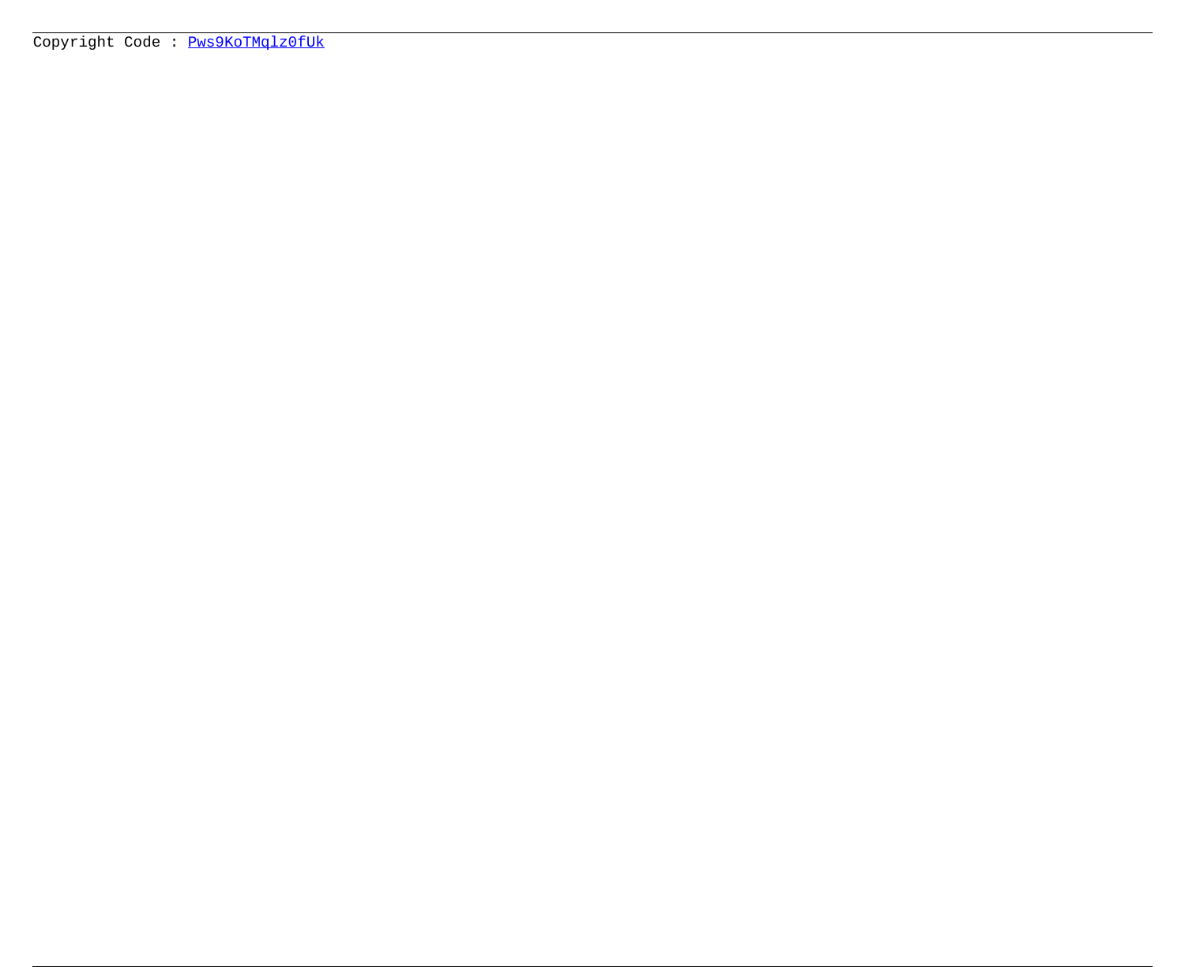Copyright Code : [Pws9KoTMqlz0fUk]